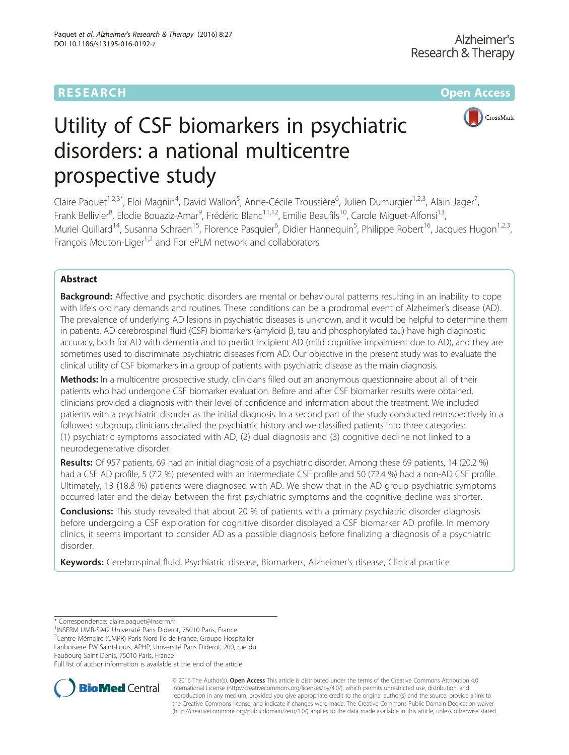RESEARCH Open Access

# Utility of CSF biomarkers in psychiatric disorders: a national multicentre prospective study

Claire Paquet[1,2,3*], Eloi Magnin[4], David Wallon[5], Anne-Cécile Troussière[6], Julien Dumurgier[1,2,3], Alain Jager[7], Frank Bellivier[8], Elodie Bouaziz-Amar[9], Frédéric Blanc[11,12], Emilie Beaufils[10], Carole Miguet-Alfonsi[13], Muriel Quillard[14], Susanna Schraen[15], Florence Pasquier[6], Didier Hannequin[5], Philippe Robert[16], Jacques Hugon[1,2,3], François Mouton-Liger[1,2] and For ePLM network and collaborators

## Abstract

**Background:** Affective and psychotic disorders are mental or behavioural patterns resulting in an inability to cope with life's ordinary demands and routines. These conditions can be a prodromal event of Alzheimer's disease (AD). The prevalence of underlying AD lesions in psychiatric diseases is unknown, and it would be helpful to determine them in patients. AD cerebrospinal fluid (CSF) biomarkers (amyloid β, tau and phosphorylated tau) have high diagnostic accuracy, both for AD with dementia and to predict incipient AD (mild cognitive impairment due to AD), and they are sometimes used to discriminate psychiatric diseases from AD. Our objective in the present study was to evaluate the clinical utility of CSF biomarkers in a group of patients with psychiatric disease as the main diagnosis.

**Methods:** In a multicentre prospective study, clinicians filled out an anonymous questionnaire about all of their patients who had undergone CSF biomarker evaluation. Before and after CSF biomarker results were obtained, clinicians provided a diagnosis with their level of confidence and information about the treatment. We included patients with a psychiatric disorder as the initial diagnosis. In a second part of the study conducted retrospectively in a followed subgroup, clinicians detailed the psychiatric history and we classified patients into three categories: (1) psychiatric symptoms associated with AD, (2) dual diagnosis and (3) cognitive decline not linked to a neurodegenerative disorder.

**Results:** Of 957 patients, 69 had an initial diagnosis of a psychiatric disorder. Among these 69 patients, 14 (20.2 %) had a CSF AD profile, 5 (7.2 %) presented with an intermediate CSF profile and 50 (72.4 %) had a non-AD CSF profile. Ultimately, 13 (18.8 %) patients were diagnosed with AD. We show that in the AD group psychiatric symptoms occurred later and the delay between the first psychiatric symptoms and the cognitive decline was shorter.

**Conclusions:** This study revealed that about 20 % of patients with a primary psychiatric disorder diagnosis before undergoing a CSF exploration for cognitive disorder displayed a CSF biomarker AD profile. In memory clinics, it seems important to consider AD as a possible diagnosis before finalizing a diagnosis of a psychiatric disorder.

**Keywords:** Cerebrospinal fluid, Psychiatric disease, Biomarkers, Alzheimer's disease, Clinical practice

\* Correspondence: claire.paquet@inserm.fr
[1]INSERM UMR-S942 Université Paris Diderot, 75010 Paris, France
[2]Centre Mémoire (CMRR) Paris Nord Ile de France, Groupe Hospitalier Lariboisiere FW Saint-Louis, APHP, Université Paris Diderot, 200, rue du Faubourg Saint Denis, 75010 Paris, France
Full list of author information is available at the end of the article

© 2016 The Author(s). **Open Access** This article is distributed under the terms of the Creative Commons Attribution 4.0 International License (http://creativecommons.org/licenses/by/4.0/), which permits unrestricted use, distribution, and reproduction in any medium, provided you give appropriate credit to the original author(s) and the source, provide a link to the Creative Commons license, and indicate if changes were made. The Creative Commons Public Domain Dedication waiver (http://creativecommons.org/publicdomain/zero/1.0/) applies to the data made available in this article, unless otherwise stated.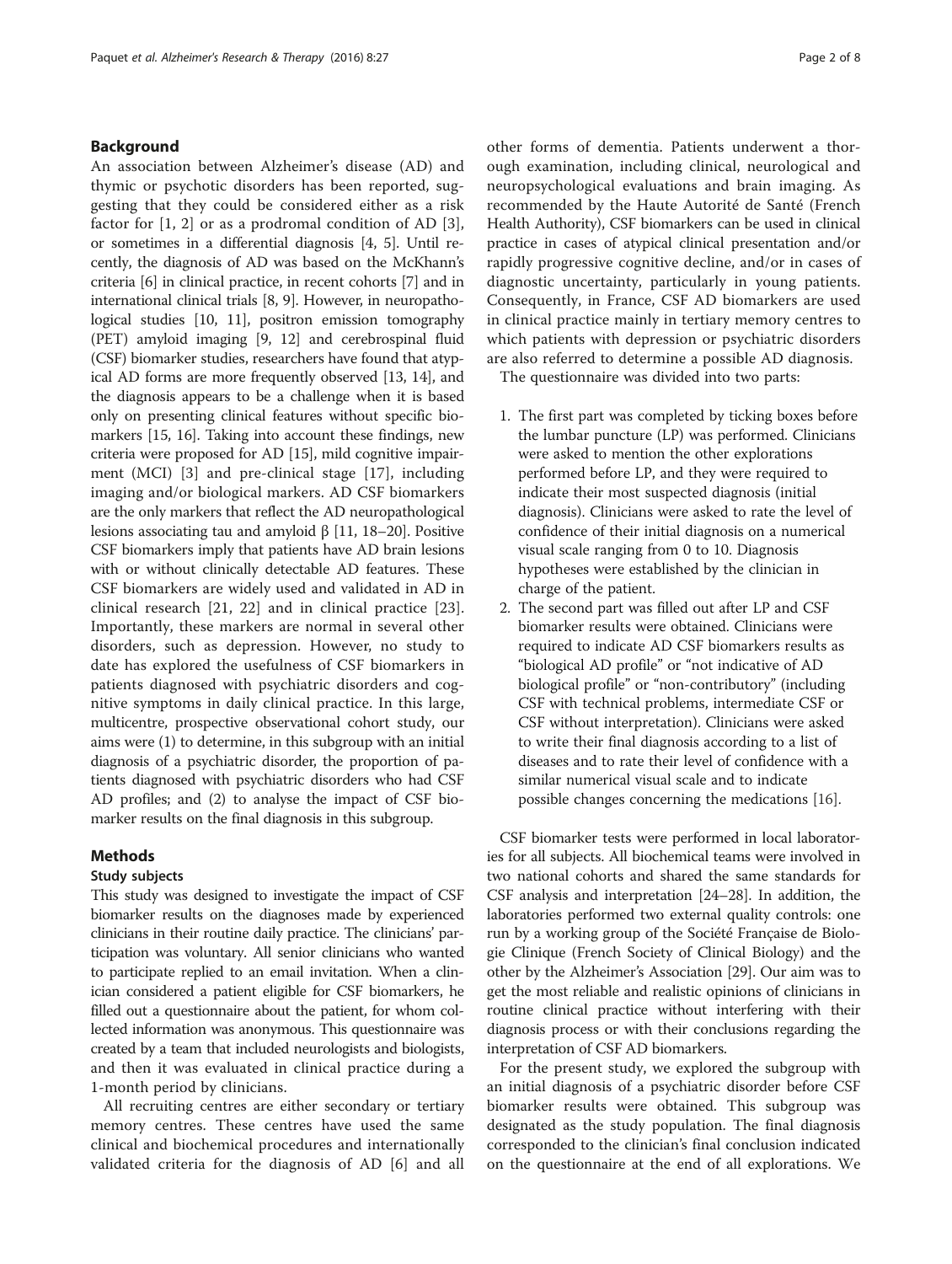## Background

An association between Alzheimer's disease (AD) and thymic or psychotic disorders has been reported, suggesting that they could be considered either as a risk factor for [1, 2] or as a prodromal condition of AD [3], or sometimes in a differential diagnosis [4, 5]. Until recently, the diagnosis of AD was based on the McKhann's criteria [6] in clinical practice, in recent cohorts [7] and in international clinical trials [8, 9]. However, in neuropathological studies [10, 11], positron emission tomography (PET) amyloid imaging [9, 12] and cerebrospinal fluid (CSF) biomarker studies, researchers have found that atypical AD forms are more frequently observed [13, 14], and the diagnosis appears to be a challenge when it is based only on presenting clinical features without specific biomarkers [15, 16]. Taking into account these findings, new criteria were proposed for AD [15], mild cognitive impairment (MCI) [3] and pre-clinical stage [17], including imaging and/or biological markers. AD CSF biomarkers are the only markers that reflect the AD neuropathological lesions associating tau and amyloid β [11, 18–20]. Positive CSF biomarkers imply that patients have AD brain lesions with or without clinically detectable AD features. These CSF biomarkers are widely used and validated in AD in clinical research [21, 22] and in clinical practice [23]. Importantly, these markers are normal in several other disorders, such as depression. However, no study to date has explored the usefulness of CSF biomarkers in patients diagnosed with psychiatric disorders and cognitive symptoms in daily clinical practice. In this large, multicentre, prospective observational cohort study, our aims were (1) to determine, in this subgroup with an initial diagnosis of a psychiatric disorder, the proportion of patients diagnosed with psychiatric disorders who had CSF AD profiles; and (2) to analyse the impact of CSF biomarker results on the final diagnosis in this subgroup.

## Methods

### Study subjects

This study was designed to investigate the impact of CSF biomarker results on the diagnoses made by experienced clinicians in their routine daily practice. The clinicians' participation was voluntary. All senior clinicians who wanted to participate replied to an email invitation. When a clinician considered a patient eligible for CSF biomarkers, he filled out a questionnaire about the patient, for whom collected information was anonymous. This questionnaire was created by a team that included neurologists and biologists, and then it was evaluated in clinical practice during a 1-month period by clinicians.

All recruiting centres are either secondary or tertiary memory centres. These centres have used the same clinical and biochemical procedures and internationally validated criteria for the diagnosis of AD [6] and all other forms of dementia. Patients underwent a thorough examination, including clinical, neurological and neuropsychological evaluations and brain imaging. As recommended by the Haute Autorité de Santé (French Health Authority), CSF biomarkers can be used in clinical practice in cases of atypical clinical presentation and/or rapidly progressive cognitive decline, and/or in cases of diagnostic uncertainty, particularly in young patients. Consequently, in France, CSF AD biomarkers are used in clinical practice mainly in tertiary memory centres to which patients with depression or psychiatric disorders are also referred to determine a possible AD diagnosis.

The questionnaire was divided into two parts:

1. The first part was completed by ticking boxes before the lumbar puncture (LP) was performed. Clinicians were asked to mention the other explorations performed before LP, and they were required to indicate their most suspected diagnosis (initial diagnosis). Clinicians were asked to rate the level of confidence of their initial diagnosis on a numerical visual scale ranging from 0 to 10. Diagnosis hypotheses were established by the clinician in charge of the patient.
2. The second part was filled out after LP and CSF biomarker results were obtained. Clinicians were required to indicate AD CSF biomarkers results as "biological AD profile" or "not indicative of AD biological profile" or "non-contributory" (including CSF with technical problems, intermediate CSF or CSF without interpretation). Clinicians were asked to write their final diagnosis according to a list of diseases and to rate their level of confidence with a similar numerical visual scale and to indicate possible changes concerning the medications [16].

CSF biomarker tests were performed in local laboratories for all subjects. All biochemical teams were involved in two national cohorts and shared the same standards for CSF analysis and interpretation [24–28]. In addition, the laboratories performed two external quality controls: one run by a working group of the Société Française de Biologie Clinique (French Society of Clinical Biology) and the other by the Alzheimer's Association [29]. Our aim was to get the most reliable and realistic opinions of clinicians in routine clinical practice without interfering with their diagnosis process or with their conclusions regarding the interpretation of CSF AD biomarkers.

For the present study, we explored the subgroup with an initial diagnosis of a psychiatric disorder before CSF biomarker results were obtained. This subgroup was designated as the study population. The final diagnosis corresponded to the clinician's final conclusion indicated on the questionnaire at the end of all explorations. We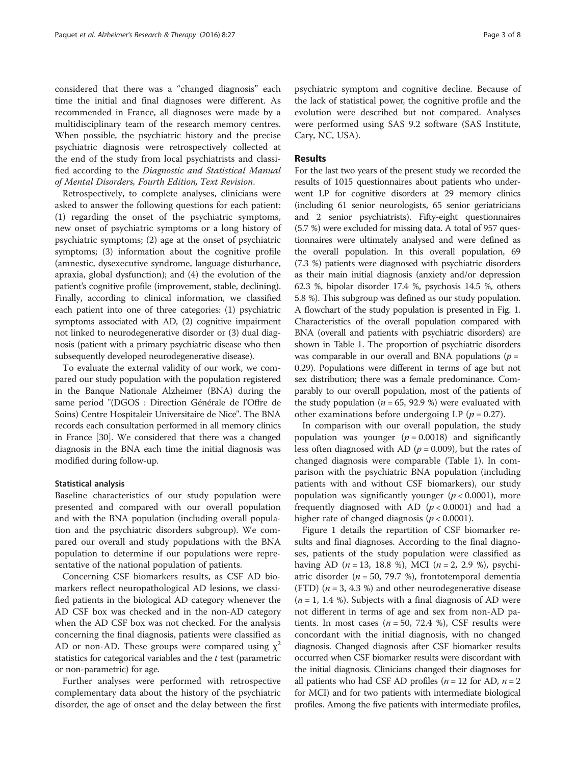considered that there was a "changed diagnosis" each time the initial and final diagnoses were different. As recommended in France, all diagnoses were made by a multidisciplinary team of the research memory centres. When possible, the psychiatric history and the precise psychiatric diagnosis were retrospectively collected at the end of the study from local psychiatrists and classified according to the *Diagnostic and Statistical Manual of Mental Disorders, Fourth Edition, Text Revision*.

Retrospectively, to complete analyses, clinicians were asked to answer the following questions for each patient: (1) regarding the onset of the psychiatric symptoms, new onset of psychiatric symptoms or a long history of psychiatric symptoms; (2) age at the onset of psychiatric symptoms; (3) information about the cognitive profile (amnestic, dysexecutive syndrome, language disturbance, apraxia, global dysfunction); and (4) the evolution of the patient's cognitive profile (improvement, stable, declining). Finally, according to clinical information, we classified each patient into one of three categories: (1) psychiatric symptoms associated with AD, (2) cognitive impairment not linked to neurodegenerative disorder or (3) dual diagnosis (patient with a primary psychiatric disease who then subsequently developed neurodegenerative disease).

To evaluate the external validity of our work, we compared our study population with the population registered in the Banque Nationale Alzheimer (BNA) during the same period "(DGOS : Direction Générale de l'Offre de Soins) Centre Hospitaleir Universitaire de Nice". The BNA records each consultation performed in all memory clinics in France [30]. We considered that there was a changed diagnosis in the BNA each time the initial diagnosis was modified during follow-up.

### Statistical analysis

Baseline characteristics of our study population were presented and compared with our overall population and with the BNA population (including overall population and the psychiatric disorders subgroup). We compared our overall and study populations with the BNA population to determine if our populations were representative of the national population of patients.

Concerning CSF biomarkers results, as CSF AD biomarkers reflect neuropathological AD lesions, we classified patients in the biological AD category whenever the AD CSF box was checked and in the non-AD category when the AD CSF box was not checked. For the analysis concerning the final diagnosis, patients were classified as AD or non-AD. These groups were compared using $\chi^2$ statistics for categorical variables and the *t* test (parametric or non-parametric) for age.

Further analyses were performed with retrospective complementary data about the history of the psychiatric disorder, the age of onset and the delay between the first psychiatric symptom and cognitive decline. Because of the lack of statistical power, the cognitive profile and the evolution were described but not compared. Analyses were performed using SAS 9.2 software (SAS Institute, Cary, NC, USA).

## Results

For the last two years of the present study we recorded the results of 1015 questionnaires about patients who underwent LP for cognitive disorders at 29 memory clinics (including 61 senior neurologists, 65 senior geriatricians and 2 senior psychiatrists). Fifty-eight questionnaires (5.7 %) were excluded for missing data. A total of 957 questionnaires were ultimately analysed and were defined as the overall population. In this overall population, 69 (7.3 %) patients were diagnosed with psychiatric disorders as their main initial diagnosis (anxiety and/or depression 62.3 %, bipolar disorder 17.4 %, psychosis 14.5 %, others 5.8 %). This subgroup was defined as our study population. A flowchart of the study population is presented in Fig. 1. Characteristics of the overall population compared with BNA (overall and patients with psychiatric disorders) are shown in Table 1. The proportion of psychiatric disorders was comparable in our overall and BNA populations ($p$ = 0.29). Populations were different in terms of age but not sex distribution; there was a female predominance. Comparably to our overall population, most of the patients of the study population ($n$ = 65, 92.9 %) were evaluated with other examinations before undergoing LP ($p$ = 0.27).

In comparison with our overall population, the study population was younger ($p$ = 0.0018) and significantly less often diagnosed with AD ($p$ = 0.009), but the rates of changed diagnosis were comparable (Table 1). In comparison with the psychiatric BNA population (including patients with and without CSF biomarkers), our study population was significantly younger ($p$ < 0.0001), more frequently diagnosed with AD ($p$ < 0.0001) and had a higher rate of changed diagnosis ($p$ < 0.0001).

Figure 1 details the repartition of CSF biomarker results and final diagnoses. According to the final diagnoses, patients of the study population were classified as having AD ($n$ = 13, 18.8 %), MCI ($n$ = 2, 2.9 %), psychiatric disorder ($n$ = 50, 79.7 %), frontotemporal dementia (FTD) ($n$ = 3, 4.3 %) and other neurodegenerative disease ($n$ = 1, 1.4 %). Subjects with a final diagnosis of AD were not different in terms of age and sex from non-AD patients. In most cases ($n$ = 50, 72.4 %), CSF results were concordant with the initial diagnosis, with no changed diagnosis. Changed diagnosis after CSF biomarker results occurred when CSF biomarker results were discordant with the initial diagnosis. Clinicians changed their diagnoses for all patients who had CSF AD profiles ($n$ = 12 for AD, $n$ = 2 for MCI) and for two patients with intermediate biological profiles. Among the five patients with intermediate profiles,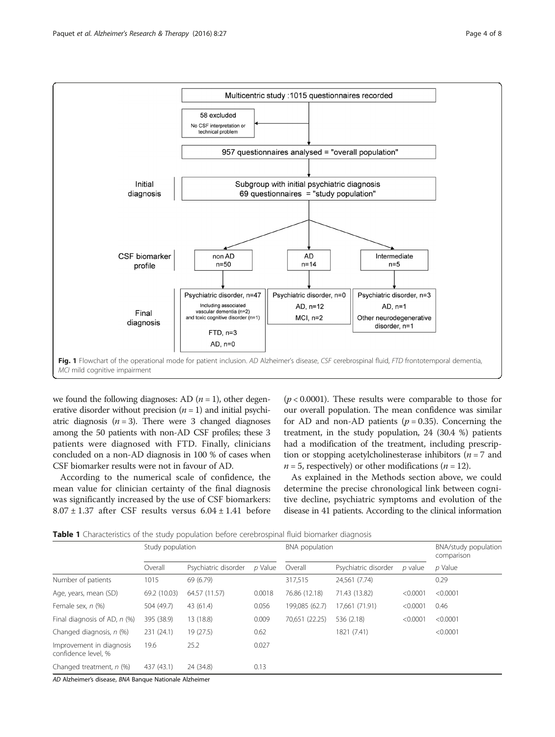**Fig. 1** Flowchart of the operational mode for patient inclusion. *AD* Alzheimer's disease, *CSF* cerebrospinal fluid, *FTD* frontotemporal dementia, *MCI* mild cognitive impairment

we found the following diagnoses: AD ($n = 1$), other degenerative disorder without precision ($n = 1$) and initial psychiatric diagnosis ($n = 3$). There were 3 changed diagnoses among the 50 patients with non-AD CSF profiles; these 3 patients were diagnosed with FTD. Finally, clinicians concluded on a non-AD diagnosis in 100 % of cases when CSF biomarker results were not in favour of AD.

According to the numerical scale of confidence, the mean value for clinician certainty of the final diagnosis was significantly increased by the use of CSF biomarkers: $8.07 \pm 1.37$ after CSF results versus $6.04 \pm 1.41$ before ($p < 0.0001$). These results were comparable to those for our overall population. The mean confidence was similar for AD and non-AD patients ($p = 0.35$). Concerning the treatment, in the study population, 24 (30.4 %) patients had a modification of the treatment, including prescription or stopping acetylcholinesterase inhibitors ($n = 7$ and $n = 5$, respectively) or other modifications ($n = 12$).

As explained in the Methods section above, we could determine the precise chronological link between cognitive decline, psychiatric symptoms and evolution of the disease in 41 patients. According to the clinical information

**Table 1** Characteristics of the study population before cerebrospinal fluid biomarker diagnosis

| | Study population | | | BNA population | | | BNA/study population comparison |
|---|---|---|---|---|---|---|---|
| | Overall | Psychiatric disorder | *p* Value | Overall | Psychiatric disorder | *p* value | *p* Value |
| Number of patients | 1015 | 69 (6.79) | | 317,515 | 24,561 (7.74) | | 0.29 |
| Age, years, mean (SD) | 69.2 (10.03) | 64.57 (11.57) | 0.0018 | 76.86 (12.18) | 71.43 (13.82) | <0.0001 | <0.0001 |
| Female sex, *n* (%) | 504 (49.7) | 43 (61.4) | 0.056 | 199,085 (62.7) | 17,661 (71.91) | <0.0001 | 0.46 |
| Final diagnosis of AD, *n* (%) | 395 (38.9) | 13 (18.8) | 0.009 | 70,651 (22.25) | 536 (2.18) | <0.0001 | <0.0001 |
| Changed diagnosis, *n* (%) | 231 (24.1) | 19 (27.5) | 0.62 | | 1821 (7.41) | | <0.0001 |
| Improvement in diagnosis confidence level, % | 19.6 | 25.2 | 0.027 | | | | |
| Changed treatment, *n* (%) | 437 (43.1) | 24 (34.8) | 0.13 | | | | |

*AD* Alzheimer's disease, *BNA* Banque Nationale Alzheimer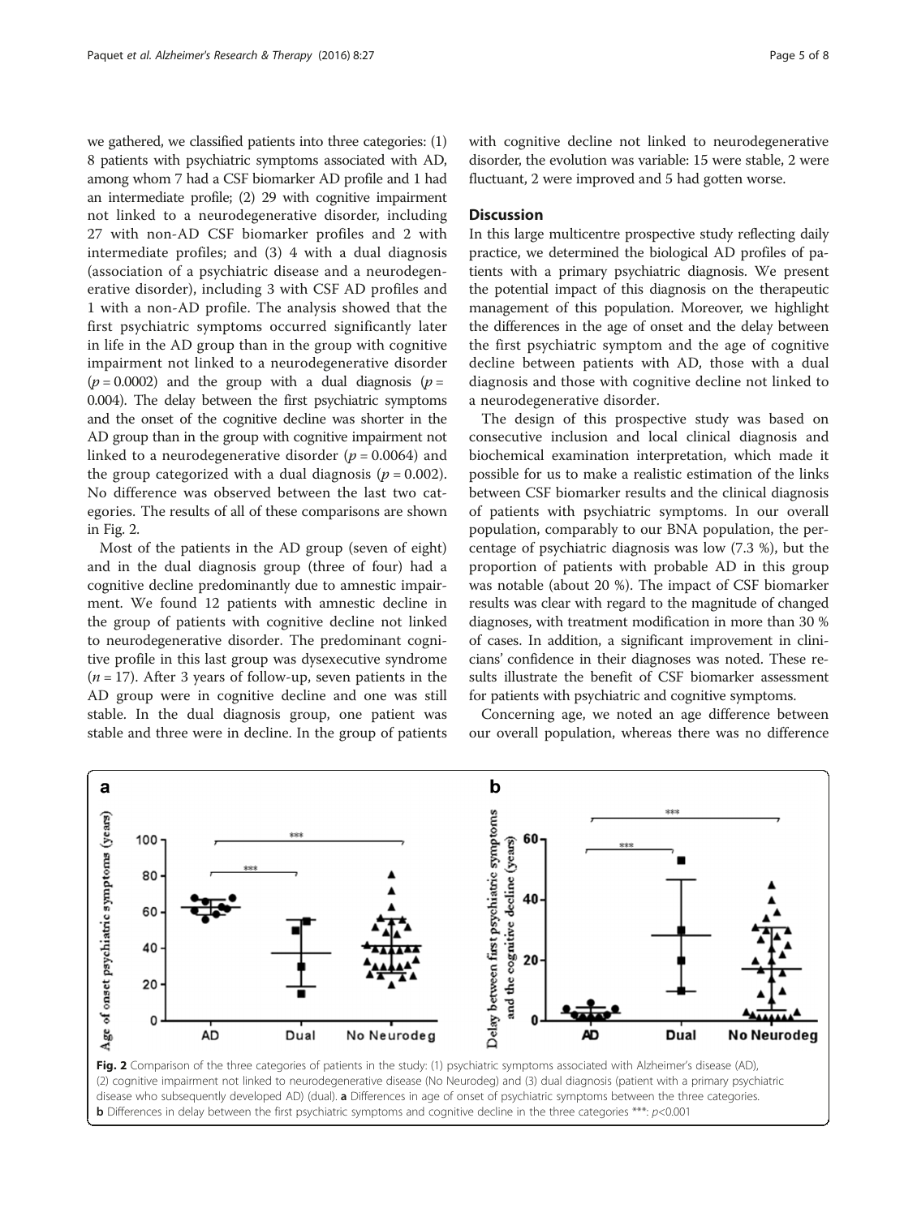we gathered, we classified patients into three categories: (1) 8 patients with psychiatric symptoms associated with AD, among whom 7 had a CSF biomarker AD profile and 1 had an intermediate profile; (2) 29 with cognitive impairment not linked to a neurodegenerative disorder, including 27 with non-AD CSF biomarker profiles and 2 with intermediate profiles; and (3) 4 with a dual diagnosis (association of a psychiatric disease and a neurodegenerative disorder), including 3 with CSF AD profiles and 1 with a non-AD profile. The analysis showed that the first psychiatric symptoms occurred significantly later in life in the AD group than in the group with cognitive impairment not linked to a neurodegenerative disorder ($p = 0.0002$) and the group with a dual diagnosis ($p = 0.004$). The delay between the first psychiatric symptoms and the onset of the cognitive decline was shorter in the AD group than in the group with cognitive impairment not linked to a neurodegenerative disorder ($p = 0.0064$) and the group categorized with a dual diagnosis ($p = 0.002$). No difference was observed between the last two categories. The results of all of these comparisons are shown in Fig. 2.

Most of the patients in the AD group (seven of eight) and in the dual diagnosis group (three of four) had a cognitive decline predominantly due to amnestic impairment. We found 12 patients with amnestic decline in the group of patients with cognitive decline not linked to neurodegenerative disorder. The predominant cognitive profile in this last group was dysexecutive syndrome ($n = 17$). After 3 years of follow-up, seven patients in the AD group were in cognitive decline and one was still stable. In the dual diagnosis group, one patient was stable and three were in decline. In the group of patients with cognitive decline not linked to neurodegenerative disorder, the evolution was variable: 15 were stable, 2 were fluctuant, 2 were improved and 5 had gotten worse.

## Discussion

In this large multicentre prospective study reflecting daily practice, we determined the biological AD profiles of patients with a primary psychiatric diagnosis. We present the potential impact of this diagnosis on the therapeutic management of this population. Moreover, we highlight the differences in the age of onset and the delay between the first psychiatric symptom and the age of cognitive decline between patients with AD, those with a dual diagnosis and those with cognitive decline not linked to a neurodegenerative disorder.

The design of this prospective study was based on consecutive inclusion and local clinical diagnosis and biochemical examination interpretation, which made it possible for us to make a realistic estimation of the links between CSF biomarker results and the clinical diagnosis of patients with psychiatric symptoms. In our overall population, comparably to our BNA population, the percentage of psychiatric diagnosis was low (7.3 %), but the proportion of patients with probable AD in this group was notable (about 20 %). The impact of CSF biomarker results was clear with regard to the magnitude of changed diagnoses, with treatment modification in more than 30 % of cases. In addition, a significant improvement in clinicians' confidence in their diagnoses was noted. These results illustrate the benefit of CSF biomarker assessment for patients with psychiatric and cognitive symptoms.

Concerning age, we noted an age difference between our overall population, whereas there was no difference

**Fig. 2** Comparison of the three categories of patients in the study: (1) psychiatric symptoms associated with Alzheimer's disease (AD), (2) cognitive impairment not linked to neurodegenerative disease (No Neurodeg) and (3) dual diagnosis (patient with a primary psychiatric disease who subsequently developed AD) (dual). **a** Differences in age of onset of psychiatric symptoms between the three categories. **b** Differences in delay between the first psychiatric symptoms and cognitive decline in the three categories ***: $p<0.001$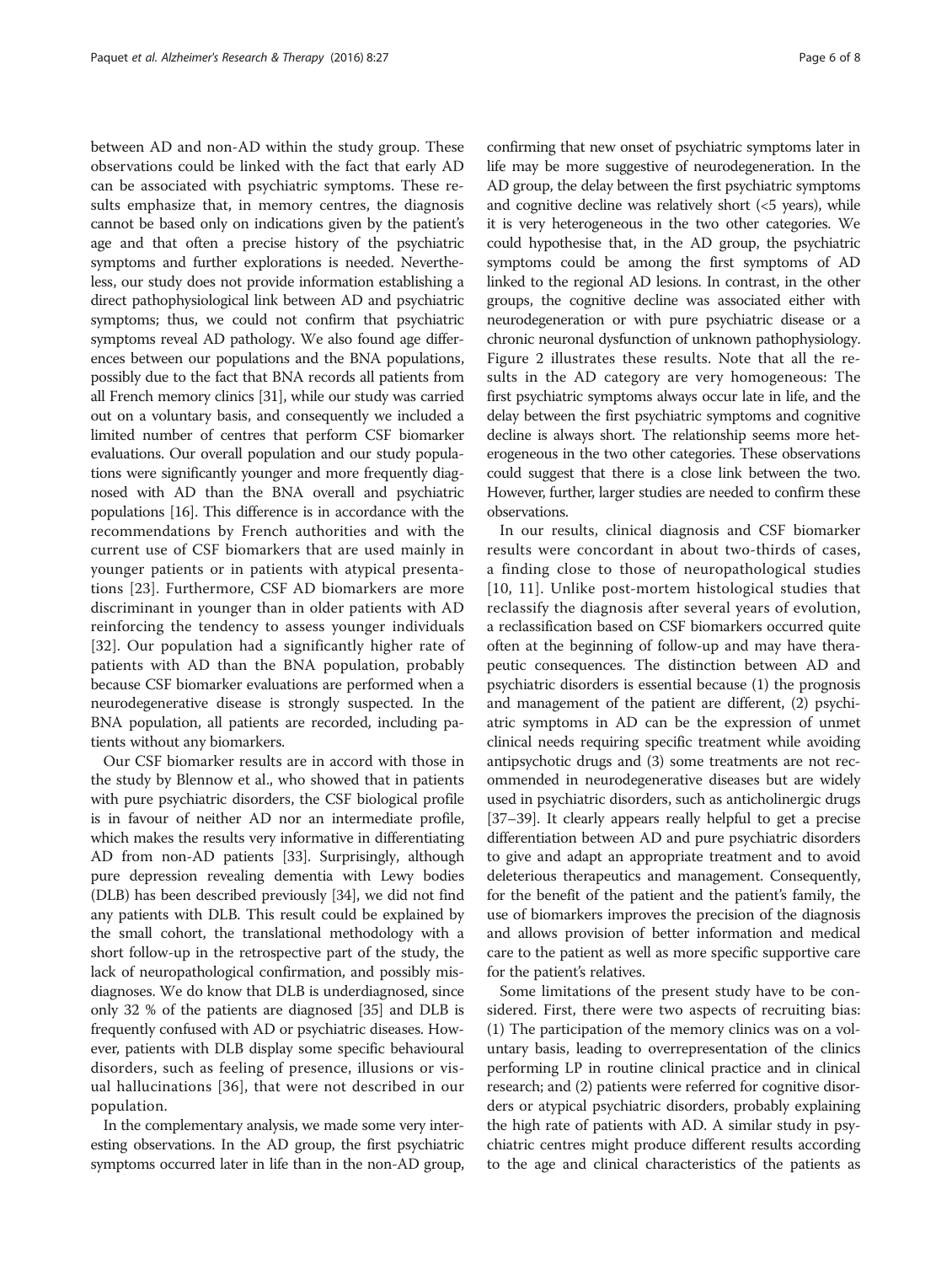between AD and non-AD within the study group. These observations could be linked with the fact that early AD can be associated with psychiatric symptoms. These results emphasize that, in memory centres, the diagnosis cannot be based only on indications given by the patient's age and that often a precise history of the psychiatric symptoms and further explorations is needed. Nevertheless, our study does not provide information establishing a direct pathophysiological link between AD and psychiatric symptoms; thus, we could not confirm that psychiatric symptoms reveal AD pathology. We also found age differences between our populations and the BNA populations, possibly due to the fact that BNA records all patients from all French memory clinics [31], while our study was carried out on a voluntary basis, and consequently we included a limited number of centres that perform CSF biomarker evaluations. Our overall population and our study populations were significantly younger and more frequently diagnosed with AD than the BNA overall and psychiatric populations [16]. This difference is in accordance with the recommendations by French authorities and with the current use of CSF biomarkers that are used mainly in younger patients or in patients with atypical presentations [23]. Furthermore, CSF AD biomarkers are more discriminant in younger than in older patients with AD reinforcing the tendency to assess younger individuals [32]. Our population had a significantly higher rate of patients with AD than the BNA population, probably because CSF biomarker evaluations are performed when a neurodegenerative disease is strongly suspected. In the BNA population, all patients are recorded, including patients without any biomarkers.

Our CSF biomarker results are in accord with those in the study by Blennow et al., who showed that in patients with pure psychiatric disorders, the CSF biological profile is in favour of neither AD nor an intermediate profile, which makes the results very informative in differentiating AD from non-AD patients [33]. Surprisingly, although pure depression revealing dementia with Lewy bodies (DLB) has been described previously [34], we did not find any patients with DLB. This result could be explained by the small cohort, the translational methodology with a short follow-up in the retrospective part of the study, the lack of neuropathological confirmation, and possibly misdiagnoses. We do know that DLB is underdiagnosed, since only 32 % of the patients are diagnosed [35] and DLB is frequently confused with AD or psychiatric diseases. However, patients with DLB display some specific behavioural disorders, such as feeling of presence, illusions or visual hallucinations [36], that were not described in our population.

In the complementary analysis, we made some very interesting observations. In the AD group, the first psychiatric symptoms occurred later in life than in the non-AD group, confirming that new onset of psychiatric symptoms later in life may be more suggestive of neurodegeneration. In the AD group, the delay between the first psychiatric symptoms and cognitive decline was relatively short (<5 years), while it is very heterogeneous in the two other categories. We could hypothesise that, in the AD group, the psychiatric symptoms could be among the first symptoms of AD linked to the regional AD lesions. In contrast, in the other groups, the cognitive decline was associated either with neurodegeneration or with pure psychiatric disease or a chronic neuronal dysfunction of unknown pathophysiology. Figure 2 illustrates these results. Note that all the results in the AD category are very homogeneous: The first psychiatric symptoms always occur late in life, and the delay between the first psychiatric symptoms and cognitive decline is always short. The relationship seems more heterogeneous in the two other categories. These observations could suggest that there is a close link between the two. However, further, larger studies are needed to confirm these observations.

In our results, clinical diagnosis and CSF biomarker results were concordant in about two-thirds of cases, a finding close to those of neuropathological studies [10, 11]. Unlike post-mortem histological studies that reclassify the diagnosis after several years of evolution, a reclassification based on CSF biomarkers occurred quite often at the beginning of follow-up and may have therapeutic consequences. The distinction between AD and psychiatric disorders is essential because (1) the prognosis and management of the patient are different, (2) psychiatric symptoms in AD can be the expression of unmet clinical needs requiring specific treatment while avoiding antipsychotic drugs and (3) some treatments are not recommended in neurodegenerative diseases but are widely used in psychiatric disorders, such as anticholinergic drugs [37–39]. It clearly appears really helpful to get a precise differentiation between AD and pure psychiatric disorders to give and adapt an appropriate treatment and to avoid deleterious therapeutics and management. Consequently, for the benefit of the patient and the patient's family, the use of biomarkers improves the precision of the diagnosis and allows provision of better information and medical care to the patient as well as more specific supportive care for the patient's relatives.

Some limitations of the present study have to be considered. First, there were two aspects of recruiting bias: (1) The participation of the memory clinics was on a voluntary basis, leading to overrepresentation of the clinics performing LP in routine clinical practice and in clinical research; and (2) patients were referred for cognitive disorders or atypical psychiatric disorders, probably explaining the high rate of patients with AD. A similar study in psychiatric centres might produce different results according to the age and clinical characteristics of the patients as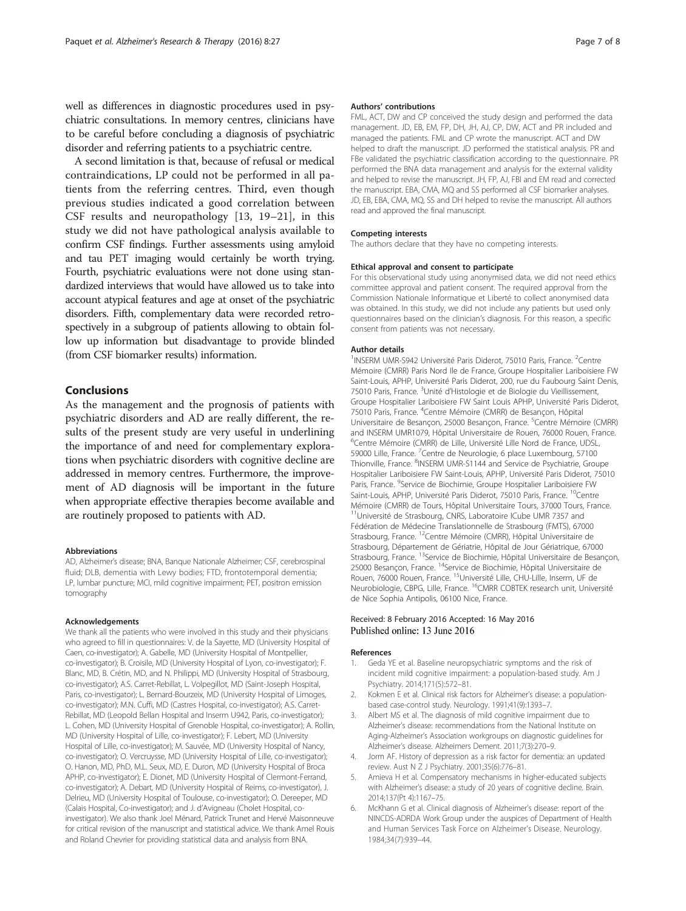well as differences in diagnostic procedures used in psychiatric consultations. In memory centres, clinicians have to be careful before concluding a diagnosis of psychiatric disorder and referring patients to a psychiatric centre.

A second limitation is that, because of refusal or medical contraindications, LP could not be performed in all patients from the referring centres. Third, even though previous studies indicated a good correlation between CSF results and neuropathology [13, 19–21], in this study we did not have pathological analysis available to confirm CSF findings. Further assessments using amyloid and tau PET imaging would certainly be worth trying. Fourth, psychiatric evaluations were not done using standardized interviews that would have allowed us to take into account atypical features and age at onset of the psychiatric disorders. Fifth, complementary data were recorded retrospectively in a subgroup of patients allowing to obtain follow up information but disadvantage to provide blinded (from CSF biomarker results) information.

## Conclusions

As the management and the prognosis of patients with psychiatric disorders and AD are really different, the results of the present study are very useful in underlining the importance of and need for complementary explorations when psychiatric disorders with cognitive decline are addressed in memory centres. Furthermore, the improvement of AD diagnosis will be important in the future when appropriate effective therapies become available and are routinely proposed to patients with AD.

#### Abbreviations

AD, Alzheimer's disease; BNA, Banque Nationale Alzheimer; CSF, cerebrospinal fluid; DLB, dementia with Lewy bodies; FTD, frontotemporal dementia; LP, lumbar puncture; MCI, mild cognitive impairment; PET, positron emission tomography

#### Acknowledgements

We thank all the patients who were involved in this study and their physicians who agreed to fill in questionnaires: V. de la Sayette, MD (University Hospital of Caen, co-investigator); A. Gabelle, MD (University Hospital of Montpellier, co-investigator); B. Croisile, MD (University Hospital of Lyon, co-investigator); F. Blanc, MD, B. Crétin, MD, and N. Philippi, MD (University Hospital of Strasbourg, co-investigator); A.S. Carret-Rebillat, L. Volpegillot, MD (Saint-Joseph Hospital, Paris, co-investigator); L. Bernard-Bourzeix, MD (University Hospital of Limoges, co-investigator); M.N. Cuffi, MD (Castres Hospital, co-investigator); A.S. Carret-Rebillat, MD (Leopold Bellan Hospital and Inserm U942, Paris, co-investigator); L. Cohen, MD (University Hospital of Grenoble Hospital, co-investigator); A. Rollin, MD (University Hospital of Lille, co-investigator); F. Lebert, MD (University Hospital of Lille, co-investigator); M. Sauvée, MD (University Hospital of Nancy, co-investigator); O. Vercruysse, MD (University Hospital of Lille, co-investigator); O. Hanon, MD, PhD, M.L. Seux, MD, E. Duron, MD (University Hospital of Broca APHP, co-investigator); E. Dionet, MD (University Hospital of Clermont-Ferrand, co-investigator); A. Debart, MD (University Hospital of Reims, co-investigator), J. Delrieu, MD (University Hospital of Toulouse, co-investigator); O. Dereeper, MD (Calais Hospital, Co-investigator); and J. d'Avigneau (Cholet Hospital, co-investigator). We also thank Joel Ménard, Patrick Trunet and Hervé Maisonneuve for critical revision of the manuscript and statistical advice. We thank Amel Rouis and Roland Chevrier for providing statistical data and analysis from BNA.

#### Authors' contributions

FML, ACT, DW and CP conceived the study design and performed the data management. JD, EB, EM, FP, DH, JH, AJ, CP, DW, ACT and PR included and managed the patients. FML and CP wrote the manuscript. ACT and DW helped to draft the manuscript. JD performed the statistical analysis. PR and FBe validated the psychiatric classification according to the questionnaire. PR performed the BNA data management and analysis for the external validity and helped to revise the manuscript. JH, FP, AJ, FBl and EM read and corrected the manuscript. EBA, CMA, MQ and SS performed all CSF biomarker analyses. JD, EB, EBA, CMA, MQ, SS and DH helped to revise the manuscript. All authors read and approved the final manuscript.

#### Competing interests

The authors declare that they have no competing interests.

#### Ethical approval and consent to participate

For this observational study using anonymised data, we did not need ethics committee approval and patient consent. The required approval from the Commission Nationale Informatique et Liberté to collect anonymised data was obtained. In this study, we did not include any patients but used only questionnaires based on the clinician's diagnosis. For this reason, a specific consent from patients was not necessary.

#### Author details

[1]INSERM UMR-S942 Université Paris Diderot, 75010 Paris, France. [2]Centre Mémoire (CMRR) Paris Nord Ile de France, Groupe Hospitalier Lariboisiere FW Saint-Louis, APHP, Université Paris Diderot, 200, rue du Faubourg Saint Denis, 75010 Paris, France. [3]Unité d'Histologie et de Biologie du Vieillissement, Groupe Hospitalier Lariboisiere FW Saint Louis APHP, Université Paris Diderot, 75010 Paris, France. [4]Centre Mémoire (CMRR) de Besançon, Hôpital Universitaire de Besançon, 25000 Besançon, France. [5]Centre Mémoire (CMRR) and INSERM UMR1079, Hôpital Universitaire de Rouen, 76000 Rouen, France. [6]Centre Mémoire (CMRR) de Lille, Université Lille Nord de France, UDSL, 59000 Lille, France. [7]Centre de Neurologie, 6 place Luxembourg, 57100 Thionville, France. [8]INSERM UMR-S1144 and Service de Psychiatrie, Groupe Hospitalier Lariboisiere FW Saint-Louis, APHP, Université Paris Diderot, 75010 Paris, France. [9]Service de Biochimie, Groupe Hospitalier Lariboisiere FW Saint-Louis, APHP, Université Paris Diderot, 75010 Paris, France. [10]Centre Mémoire (CMRR) de Tours, Hôpital Universitaire Tours, 37000 Tours, France. [11]Université de Strasbourg, CNRS, Laboratoire ICube UMR 7357 and Fédération de Médecine Translationnelle de Strasbourg (FMTS), 67000 Strasbourg, France. [12]Centre Mémoire (CMRR), Hôpital Universitaire de Strasbourg, Département de Gériatrie, Hôpital de Jour Gériatrique, 67000 Strasbourg, France. [13]Service de Biochimie, Hôpital Universitaire de Besançon, 25000 Besançon, France. [14]Service de Biochimie, Hôpital Universitaire de Rouen, 76000 Rouen, France. [15]Université Lille, CHU-Lille, Inserm, UF de Neurobiologie, CBPG, Lille, France. [16]CMRR COBTEK research unit, Université de Nice Sophia Antipolis, 06100 Nice, France.

Received: 8 February 2016 Accepted: 16 May 2016
Published online: 13 June 2016

#### References

1. Geda YE et al. Baseline neuropsychiatric symptoms and the risk of incident mild cognitive impairment: a population-based study. Am J Psychiatry. 2014;171(5):572–81.
2. Kokmen E et al. Clinical risk factors for Alzheimer's disease: a population-based case-control study. Neurology. 1991;41(9):1393–7.
3. Albert MS et al. The diagnosis of mild cognitive impairment due to Alzheimer's disease: recommendations from the National Institute on Aging-Alzheimer's Association workgroups on diagnostic guidelines for Alzheimer's disease. Alzheimers Dement. 2011;7(3):270–9.
4. Jorm AF. History of depression as a risk factor for dementia: an updated review. Aust N Z J Psychiatry. 2001;35(6):776–81.
5. Amieva H et al. Compensatory mechanisms in higher-educated subjects with Alzheimer's disease: a study of 20 years of cognitive decline. Brain. 2014;137(Pt 4):1167–75.
6. McKhann G et al. Clinical diagnosis of Alzheimer's disease: report of the NINCDS-ADRDA Work Group under the auspices of Department of Health and Human Services Task Force on Alzheimer's Disease. Neurology. 1984;34(7):939–44.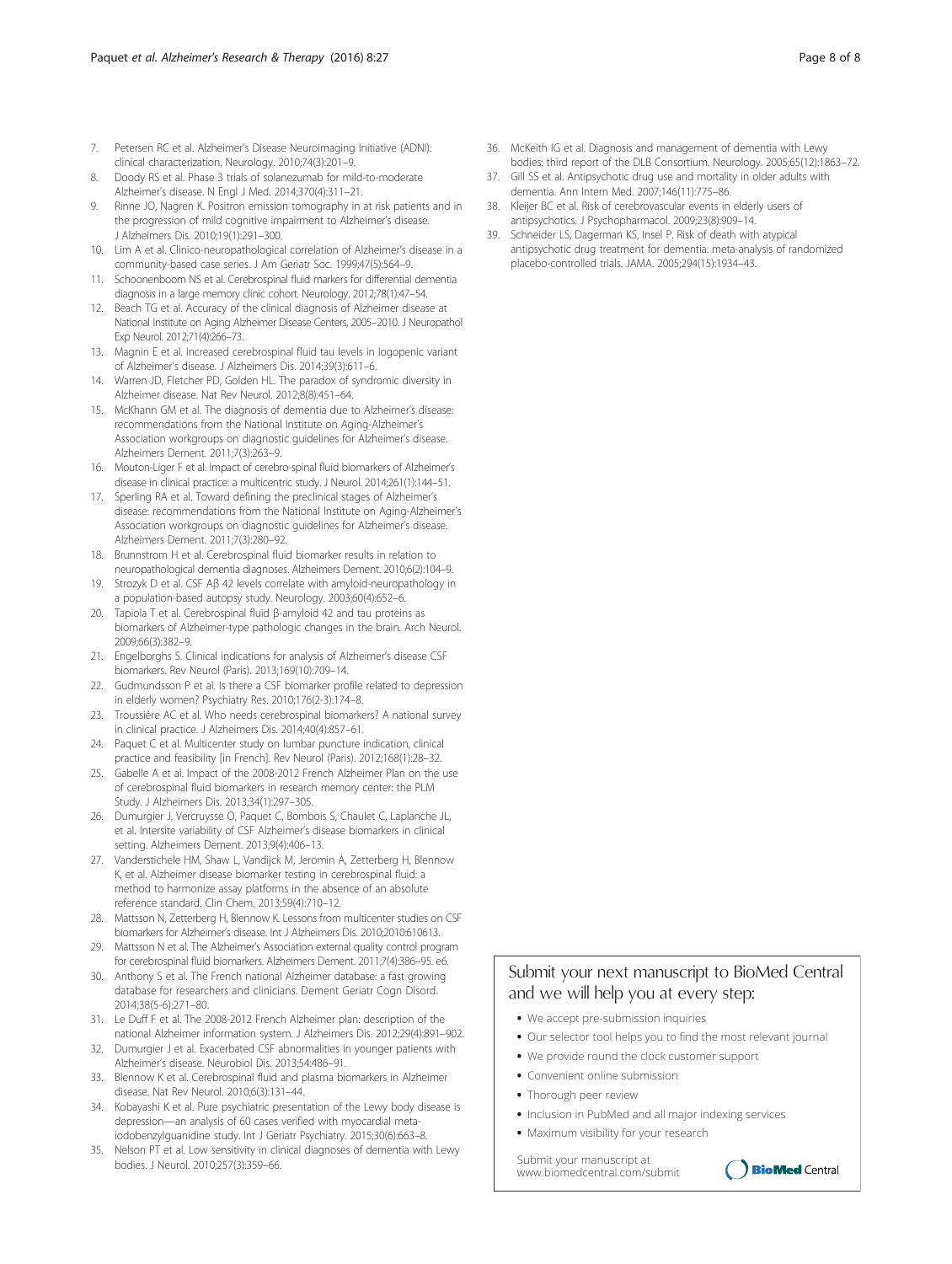7. Petersen RC et al. Alzheimer's Disease Neuroimaging Initiative (ADNI): clinical characterization. Neurology. 2010;74(3):201–9.
8. Doody RS et al. Phase 3 trials of solanezumab for mild-to-moderate Alzheimer's disease. N Engl J Med. 2014;370(4):311–21.
9. Rinne JO, Nagren K. Positron emission tomography in at risk patients and in the progression of mild cognitive impairment to Alzheimer's disease. J Alzheimers Dis. 2010;19(1):291–300.
10. Lim A et al. Clinico-neuropathological correlation of Alzheimer's disease in a community-based case series. J Am Geriatr Soc. 1999;47(5):564–9.
11. Schoonenboom NS et al. Cerebrospinal fluid markers for differential dementia diagnosis in a large memory clinic cohort. Neurology. 2012;78(1):47–54.
12. Beach TG et al. Accuracy of the clinical diagnosis of Alzheimer disease at National Institute on Aging Alzheimer Disease Centers, 2005–2010. J Neuropathol Exp Neurol. 2012;71(4):266–73.
13. Magnin E et al. Increased cerebrospinal fluid tau levels in logopenic variant of Alzheimer's disease. J Alzheimers Dis. 2014;39(3):611–6.
14. Warren JD, Fletcher PD, Golden HL. The paradox of syndromic diversity in Alzheimer disease. Nat Rev Neurol. 2012;8(8):451–64.
15. McKhann GM et al. The diagnosis of dementia due to Alzheimer's disease: recommendations from the National Institute on Aging-Alzheimer's Association workgroups on diagnostic guidelines for Alzheimer's disease. Alzheimers Dement. 2011;7(3):263–9.
16. Mouton-Liger F et al. Impact of cerebro-spinal fluid biomarkers of Alzheimer's disease in clinical practice: a multicentric study. J Neurol. 2014;261(1):144–51.
17. Sperling RA et al. Toward defining the preclinical stages of Alzheimer's disease: recommendations from the National Institute on Aging-Alzheimer's Association workgroups on diagnostic guidelines for Alzheimer's disease. Alzheimers Dement. 2011;7(3):280–92.
18. Brunnstrom H et al. Cerebrospinal fluid biomarker results in relation to neuropathological dementia diagnoses. Alzheimers Dement. 2010;6(2):104–9.
19. Strozyk D et al. CSF Aβ 42 levels correlate with amyloid-neuropathology in a population-based autopsy study. Neurology. 2003;60(4):652–6.
20. Tapiola T et al. Cerebrospinal fluid β-amyloid 42 and tau proteins as biomarkers of Alzheimer-type pathologic changes in the brain. Arch Neurol. 2009;66(3):382–9.
21. Engelborghs S. Clinical indications for analysis of Alzheimer's disease CSF biomarkers. Rev Neurol (Paris). 2013;169(10):709–14.
22. Gudmundsson P et al. Is there a CSF biomarker profile related to depression in elderly women? Psychiatry Res. 2010;176(2-3):174–8.
23. Troussière AC et al. Who needs cerebrospinal biomarkers? A national survey in clinical practice. J Alzheimers Dis. 2014;40(4):857–61.
24. Paquet C et al. Multicenter study on lumbar puncture indication, clinical practice and feasibility [in French]. Rev Neurol (Paris). 2012;168(1):28–32.
25. Gabelle A et al. Impact of the 2008-2012 French Alzheimer Plan on the use of cerebrospinal fluid biomarkers in research memory center: the PLM Study. J Alzheimers Dis. 2013;34(1):297–305.
26. Dumurgier J, Vercruysse O, Paquet C, Bombois S, Chaulet C, Laplanche JL, et al. Intersite variability of CSF Alzheimer's disease biomarkers in clinical setting. Alzheimers Dement. 2013;9(4):406–13.
27. Vanderstichele HM, Shaw L, Vandijck M, Jeromin A, Zetterberg H, Blennow K, et al. Alzheimer disease biomarker testing in cerebrospinal fluid: a method to harmonize assay platforms in the absence of an absolute reference standard. Clin Chem. 2013;59(4):710–12.
28. Mattsson N, Zetterberg H, Blennow K. Lessons from multicenter studies on CSF biomarkers for Alzheimer's disease. Int J Alzheimers Dis. 2010;2010:610613.
29. Mattsson N et al. The Alzheimer's Association external quality control program for cerebrospinal fluid biomarkers. Alzheimers Dement. 2011;7(4):386–95. e6.
30. Anthony S et al. The French national Alzheimer database: a fast growing database for researchers and clinicians. Dement Geriatr Cogn Disord. 2014;38(5-6):271–80.
31. Le Duff F et al. The 2008-2012 French Alzheimer plan: description of the national Alzheimer information system. J Alzheimers Dis. 2012;29(4):891–902.
32. Dumurgier J et al. Exacerbated CSF abnormalities in younger patients with Alzheimer's disease. Neurobiol Dis. 2013;54:486–91.
33. Blennow K et al. Cerebrospinal fluid and plasma biomarkers in Alzheimer disease. Nat Rev Neurol. 2010;6(3):131–44.
34. Kobayashi K et al. Pure psychiatric presentation of the Lewy body disease is depression—an analysis of 60 cases verified with myocardial meta-iodobenzylguanidine study. Int J Geriatr Psychiatry. 2015;30(6):663–8.
35. Nelson PT et al. Low sensitivity in clinical diagnoses of dementia with Lewy bodies. J Neurol. 2010;257(3):359–66.
36. McKeith IG et al. Diagnosis and management of dementia with Lewy bodies: third report of the DLB Consortium. Neurology. 2005;65(12):1863–72.
37. Gill SS et al. Antipsychotic drug use and mortality in older adults with dementia. Ann Intern Med. 2007;146(11):775–86.
38. Kleijer BC et al. Risk of cerebrovascular events in elderly users of antipsychotics. J Psychopharmacol. 2009;23(8):909–14.
39. Schneider LS, Dagerman KS, Insel P. Risk of death with atypical antipsychotic drug treatment for dementia: meta-analysis of randomized placebo-controlled trials. JAMA. 2005;294(15):1934–43.

## Submit your next manuscript to BioMed Central and we will help you at every step:

- We accept pre-submission inquiries
- Our selector tool helps you to find the most relevant journal
- We provide round the clock customer support
- Convenient online submission
- Thorough peer review
- Inclusion in PubMed and all major indexing services
- Maximum visibility for your research

Submit your manuscript at www.biomedcentral.com/submit

BioMed Central